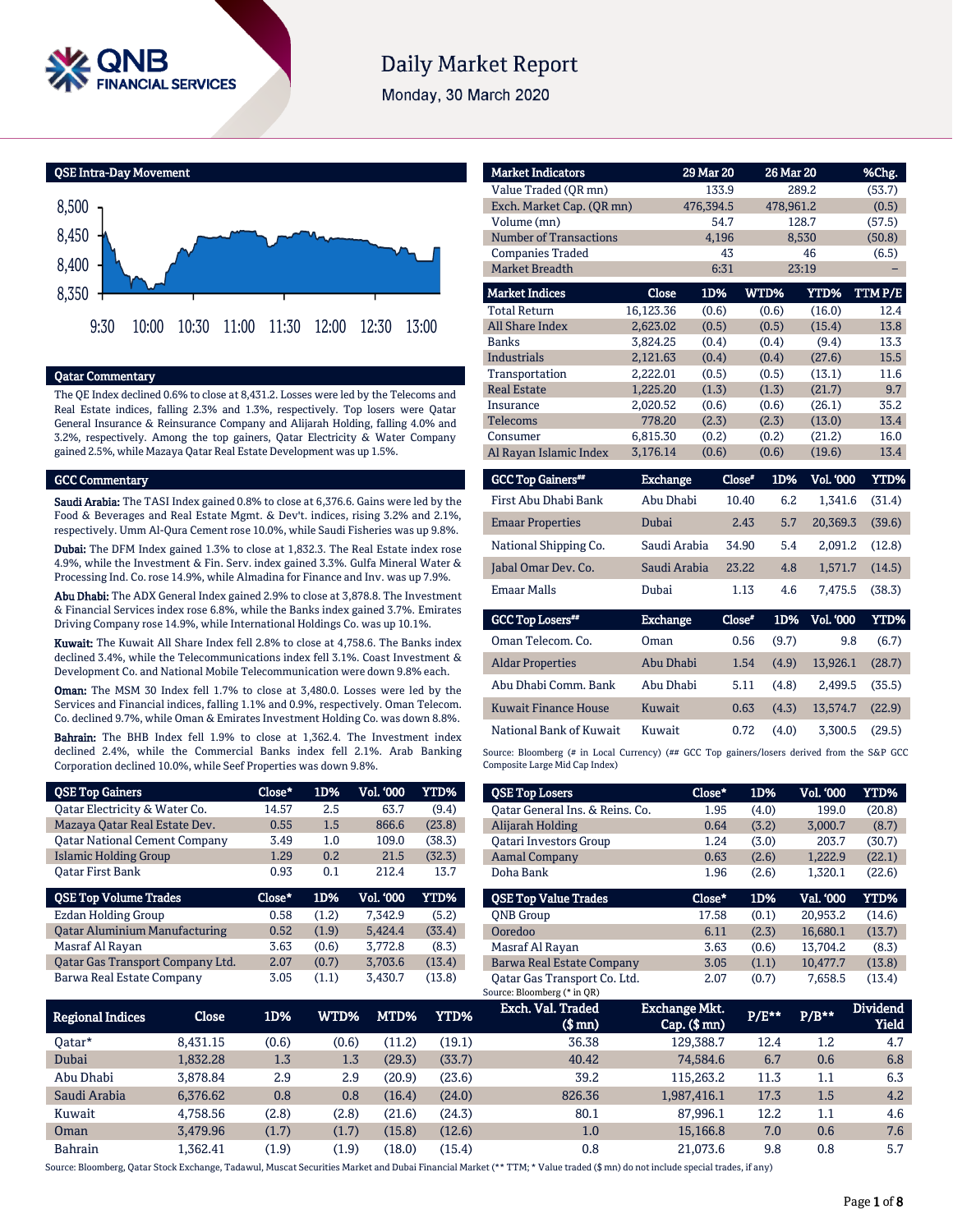# Daily Market Report

Monday, 30 March 2020

## QSE Intra-Day Movement

## Qatar Commentary

The QE Index declined 0.6% to close at 8,431.2. Losses were led by the Telecoms and Real Estate indices, falling 2.3% and 1.3%, respectively. Top losers were Qatar General Insurance & Reinsurance Company and Alijarah Holding, falling 4.0% and 3.2%, respectively. Among the top gainers, Qatar Electricity & Water Company gained 2.5%, while Mazaya Qatar Real Estate Development was up 1.5%.

## GCC Commentary

**Saudi Arabia:** The TASI Index gained 0.8% to close at 6,376.6. Gains were led by the Food & Beverages and Real Estate Mgmt. & Dev't. indices, rising 3.2% and 2.1%, respectively. Umm Al-Qura Cement rose 10.0%, while Saudi Fisheries was up 9.8%.

**Dubai:** The DFM Index gained 1.3% to close at 1,832.3. The Real Estate index rose 4.9%, while the Investment & Fin. Serv. index gained 3.3%. Gulfa Mineral Water & Processing Ind. Co. rose 14.9%, while Almadina for Finance and Inv. was up 7.9%.

**Abu Dhabi:** The ADX General Index gained 2.9% to close at 3,878.8. The Investment & Financial Services index rose 6.8%, while the Banks index gained 3.7%. Emirates Driving Company rose 14.9%, while International Holdings Co. was up 10.1%.

**Kuwait:** The Kuwait All Share Index fell 2.8% to close at 4,758.6. The Banks index declined 3.4%, while the Telecommunications index fell 3.1%. Coast Investment & Development Co. and National Mobile Telecommunication were down 9.8% each.

**Oman:** The MSM 30 Index fell 1.7% to close at 3,480.0. Losses were led by the Services and Financial indices, falling 1.1% and 0.9%, respectively. Oman Telecom. Co. declined 9.7%, while Oman & Emirates Investment Holding Co. was down 8.8%.

**Bahrain:** The BHB Index fell 1.9% to close at 1,362.4. The Investment index declined 2.4%, while the Commercial Banks index fell 2.1%. Arab Banking Corporation declined 10.0%, while Seef Properties was down 9.8%.

| Market Indicators | 29 Mar 20 | 26 Mar 20 | %Chg. |
|---|---|---|---|
| Value Traded (QR mn) | 133.9 | 289.2 | (53.7) |
| Exch. Market Cap. (QR mn) | 476,394.5 | 478,961.2 | (0.5) |
| Volume (mn) | 54.7 | 128.7 | (57.5) |
| Number of Transactions | 4,196 | 8,530 | (50.8) |
| Companies Traded | 43 | 46 | (6.5) |
| Market Breadth | 6:31 | 23:19 | – |

| Market Indices | Close | 1D% | WTD% | YTD% | TTM P/E |
|---|---|---|---|---|---|
| Total Return | 16,123.36 | (0.6) | (0.6) | (16.0) | 12.4 |
| All Share Index | 2,623.02 | (0.5) | (0.5) | (15.4) | 13.8 |
| Banks | 3,824.25 | (0.4) | (0.4) | (9.4) | 13.3 |
| Industrials | 2,121.63 | (0.4) | (0.4) | (27.6) | 15.5 |
| Transportation | 2,222.01 | (0.5) | (0.5) | (13.1) | 11.6 |
| Real Estate | 1,225.20 | (1.3) | (1.3) | (21.7) | 9.7 |
| Insurance | 2,020.52 | (0.6) | (0.6) | (26.1) | 35.2 |
| Telecoms | 778.20 | (2.3) | (2.3) | (13.0) | 13.4 |
| Consumer | 6,815.30 | (0.2) | (0.2) | (21.2) | 16.0 |
| Al Rayan Islamic Index | 3,176.14 | (0.6) | (0.6) | (19.6) | 13.4 |

| GCC Top Gainers## | Exchange | Close# | 1D% | Vol. '000 | YTD% |
|---|---|---|---|---|---|
| First Abu Dhabi Bank | Abu Dhabi | 10.40 | 6.2 | 1,341.6 | (31.4) |
| Emaar Properties | Dubai | 2.43 | 5.7 | 20,369.3 | (39.6) |
| National Shipping Co. | Saudi Arabia | 34.90 | 5.4 | 2,091.2 | (12.8) |
| Jabal Omar Dev. Co. | Saudi Arabia | 23.22 | 4.8 | 1,571.7 | (14.5) |
| Emaar Malls | Dubai | 1.13 | 4.6 | 7,475.5 | (38.3) |

| GCC Top Losers## | Exchange | Close# | 1D% | Vol. '000 | YTD% |
|---|---|---|---|---|---|
| Oman Telecom. Co. | Oman | 0.56 | (9.7) | 9.8 | (6.7) |
| Aldar Properties | Abu Dhabi | 1.54 | (4.9) | 13,926.1 | (28.7) |
| Abu Dhabi Comm. Bank | Abu Dhabi | 5.11 | (4.8) | 2,499.5 | (35.5) |
| Kuwait Finance House | Kuwait | 0.63 | (4.3) | 13,574.7 | (22.9) |
| National Bank of Kuwait | Kuwait | 0.72 | (4.0) | 3,300.5 | (29.5) |

Source: Bloomberg (# in Local Currency) (## GCC Top gainers/losers derived from the S&P GCC Composite Large Mid Cap Index)

| QSE Top Gainers | Close* | 1D% | Vol. '000 | YTD% |
|---|---|---|---|---|
| Qatar Electricity & Water Co. | 14.57 | 2.5 | 63.7 | (9.4) |
| Mazaya Qatar Real Estate Dev. | 0.55 | 1.5 | 866.6 | (23.8) |
| Qatar National Cement Company | 3.49 | 1.0 | 109.0 | (38.3) |
| Islamic Holding Group | 1.29 | 0.2 | 21.5 | (32.3) |
| Qatar First Bank | 0.93 | 0.1 | 212.4 | 13.7 |

| QSE Top Losers | Close* | 1D% | Vol. '000 | YTD% |
|---|---|---|---|---|
| Qatar General Ins. & Reins. Co. | 1.95 | (4.0) | 199.0 | (20.8) |
| Alijarah Holding | 0.64 | (3.2) | 3,000.7 | (8.7) |
| Qatari Investors Group | 1.24 | (3.0) | 203.7 | (30.7) |
| Aamal Company | 0.63 | (2.6) | 1,222.9 | (22.1) |
| Doha Bank | 1.96 | (2.6) | 1,320.1 | (22.6) |

| QSE Top Volume Trades | Close* | 1D% | Vol. '000 | YTD% |
|---|---|---|---|---|
| Ezdan Holding Group | 0.58 | (1.2) | 7,342.9 | (5.2) |
| Qatar Aluminium Manufacturing | 0.52 | (1.9) | 5,424.4 | (33.4) |
| Masraf Al Rayan | 3.63 | (0.6) | 3,772.8 | (8.3) |
| Qatar Gas Transport Company Ltd. | 2.07 | (0.7) | 3,703.6 | (13.4) |
| Barwa Real Estate Company | 3.05 | (1.1) | 3,430.7 | (13.8) |

| QSE Top Value Trades | Close* | 1D% | Val. '000 | YTD% |
|---|---|---|---|---|
| QNB Group | 17.58 | (0.1) | 20,953.2 | (14.6) |
| Ooredoo | 6.11 | (2.3) | 16,680.1 | (13.7) |
| Masraf Al Rayan | 3.63 | (0.6) | 13,704.2 | (8.3) |
| Barwa Real Estate Company | 3.05 | (1.1) | 10,477.7 | (13.8) |
| Qatar Gas Transport Co. Ltd. | 2.07 | (0.7) | 7,658.5 | (13.4) |

Source: Bloomberg (* in QR)

| Regional Indices | Close | 1D% | WTD% | MTD% | YTD% | Exch. Val. Traded ($ mn) | Exchange Mkt. Cap. ($ mn) | P/E** | P/B** | Dividend Yield |
|---|---|---|---|---|---|---|---|---|---|---|
| Qatar* | 8,431.15 | (0.6) | (0.6) | (11.2) | (19.1) | 36.38 | 129,388.7 | 12.4 | 1.2 | 4.7 |
| Dubai | 1,832.28 | 1.3 | 1.3 | (29.3) | (33.7) | 40.42 | 74,584.6 | 6.7 | 0.6 | 6.8 |
| Abu Dhabi | 3,878.84 | 2.9 | 2.9 | (20.9) | (23.6) | 39.2 | 115,263.2 | 11.3 | 1.1 | 6.3 |
| Saudi Arabia | 6,376.62 | 0.8 | 0.8 | (16.4) | (24.0) | 826.36 | 1,987,416.1 | 17.3 | 1.5 | 4.2 |
| Kuwait | 4,758.56 | (2.8) | (2.8) | (21.6) | (24.3) | 80.1 | 87,996.1 | 12.2 | 1.1 | 4.6 |
| Oman | 3,479.96 | (1.7) | (1.7) | (15.8) | (12.6) | 1.0 | 15,166.8 | 7.0 | 0.6 | 7.6 |
| Bahrain | 1,362.41 | (1.9) | (1.9) | (18.0) | (15.4) | 0.8 | 21,073.6 | 9.8 | 0.8 | 5.7 |

Source: Bloomberg, Qatar Stock Exchange, Tadawul, Muscat Securities Market and Dubai Financial Market (** TTM; * Value traded ($ mn) do not include special trades, if any)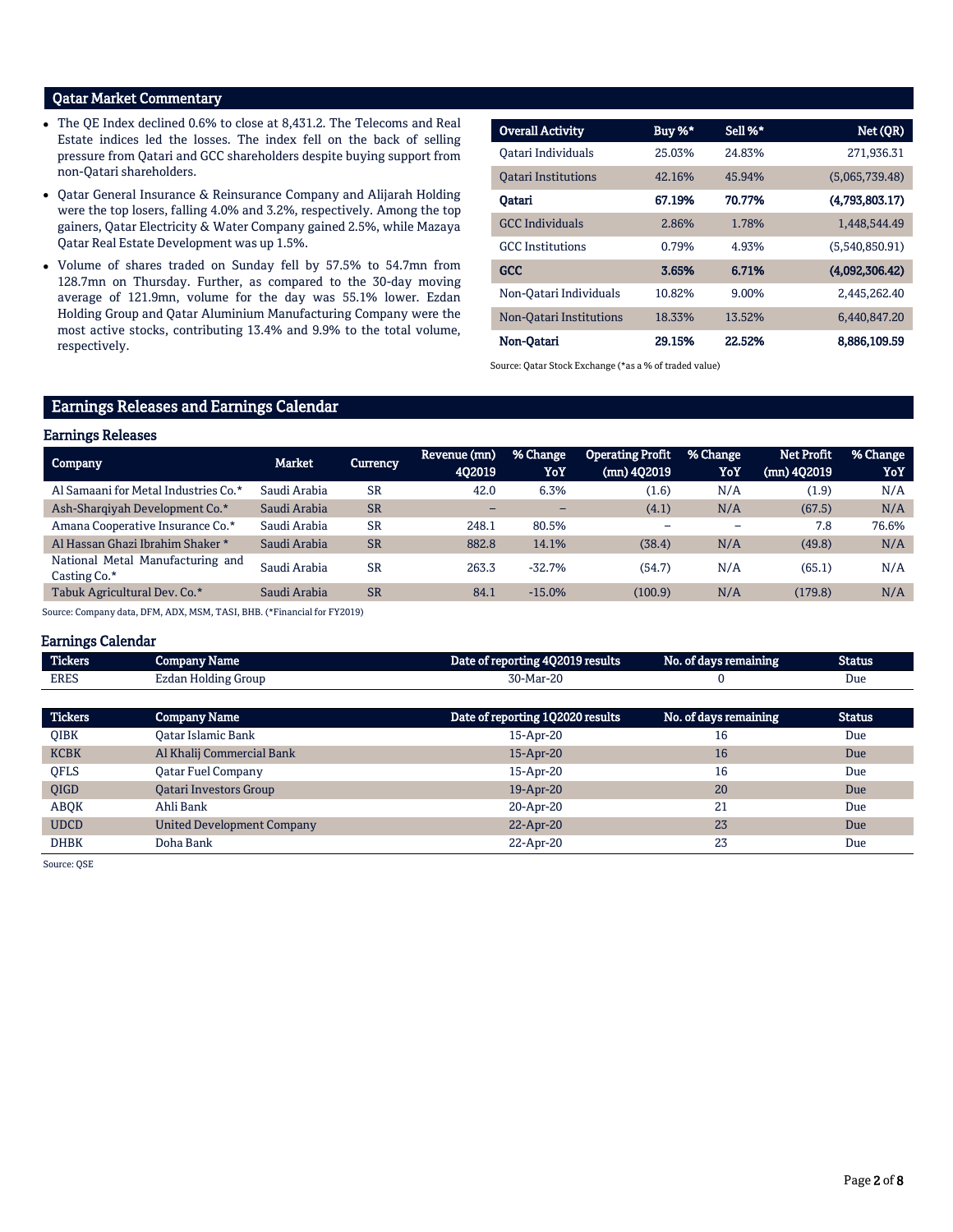## Qatar Market Commentary

- The QE Index declined 0.6% to close at 8,431.2. The Telecoms and Real Estate indices led the losses. The index fell on the back of selling pressure from Qatari and GCC shareholders despite buying support from non-Qatari shareholders.
- Qatar General Insurance & Reinsurance Company and Alijarah Holding were the top losers, falling 4.0% and 3.2%, respectively. Among the top gainers, Qatar Electricity & Water Company gained 2.5%, while Mazaya Qatar Real Estate Development was up 1.5%.
- Volume of shares traded on Sunday fell by 57.5% to 54.7mn from 128.7mn on Thursday. Further, as compared to the 30-day moving average of 121.9mn, volume for the day was 55.1% lower. Ezdan Holding Group and Qatar Aluminium Manufacturing Company were the most active stocks, contributing 13.4% and 9.9% to the total volume, respectively.

| Overall Activity | Buy %* | Sell %* | Net (QR) |
|---|---|---|---|
| Qatari Individuals | 25.03% | 24.83% | 271,936.31 |
| Qatari Institutions | 42.16% | 45.94% | (5,065,739.48) |
| **Qatari** | **67.19%** | **70.77%** | **(4,793,803.17)** |
| GCC Individuals | 2.86% | 1.78% | 1,448,544.49 |
| GCC Institutions | 0.79% | 4.93% | (5,540,850.91) |
| **GCC** | **3.65%** | **6.71%** | **(4,092,306.42)** |
| Non-Qatari Individuals | 10.82% | 9.00% | 2,445,262.40 |
| Non-Qatari Institutions | 18.33% | 13.52% | 6,440,847.20 |
| **Non-Qatari** | **29.15%** | **22.52%** | **8,886,109.59** |

Source: Qatar Stock Exchange (*as a % of traded value)

## Earnings Releases and Earnings Calendar

### Earnings Releases

| Company | Market | Currency | Revenue (mn) 4Q2019 | % Change YoY | Operating Profit (mn) 4Q2019 | % Change YoY | Net Profit (mn) 4Q2019 | % Change YoY |
|---|---|---|---|---|---|---|---|---|
| Al Samaani for Metal Industries Co.* | Saudi Arabia | SR | 42.0 | 6.3% | (1.6) | N/A | (1.9) | N/A |
| Ash-Sharqiyah Development Co.* | Saudi Arabia | SR | – | – | (4.1) | N/A | (67.5) | N/A |
| Amana Cooperative Insurance Co.* | Saudi Arabia | SR | 248.1 | 80.5% | – | – | 7.8 | 76.6% |
| Al Hassan Ghazi Ibrahim Shaker * | Saudi Arabia | SR | 882.8 | 14.1% | (38.4) | N/A | (49.8) | N/A |
| National Metal Manufacturing and Casting Co.* | Saudi Arabia | SR | 263.3 | -32.7% | (54.7) | N/A | (65.1) | N/A |
| Tabuk Agricultural Dev. Co.* | Saudi Arabia | SR | 84.1 | -15.0% | (100.9) | N/A | (179.8) | N/A |

Source: Company data, DFM, ADX, MSM, TASI, BHB. (*Financial for FY2019)

### Earnings Calendar

| Tickers | Company Name | Date of reporting 4Q2019 results | No. of days remaining | Status |
|---|---|---|---|---|
| ERES | Ezdan Holding Group | 30-Mar-20 | 0 | Due |

| Tickers | Company Name | Date of reporting 1Q2020 results | No. of days remaining | Status |
|---|---|---|---|---|
| QIBK | Qatar Islamic Bank | 15-Apr-20 | 16 | Due |
| KCBK | Al Khalij Commercial Bank | 15-Apr-20 | 16 | Due |
| QFLS | Qatar Fuel Company | 15-Apr-20 | 16 | Due |
| QIGD | Qatari Investors Group | 19-Apr-20 | 20 | Due |
| ABQK | Ahli Bank | 20-Apr-20 | 21 | Due |
| UDCD | United Development Company | 22-Apr-20 | 23 | Due |
| DHBK | Doha Bank | 22-Apr-20 | 23 | Due |

Source: QSE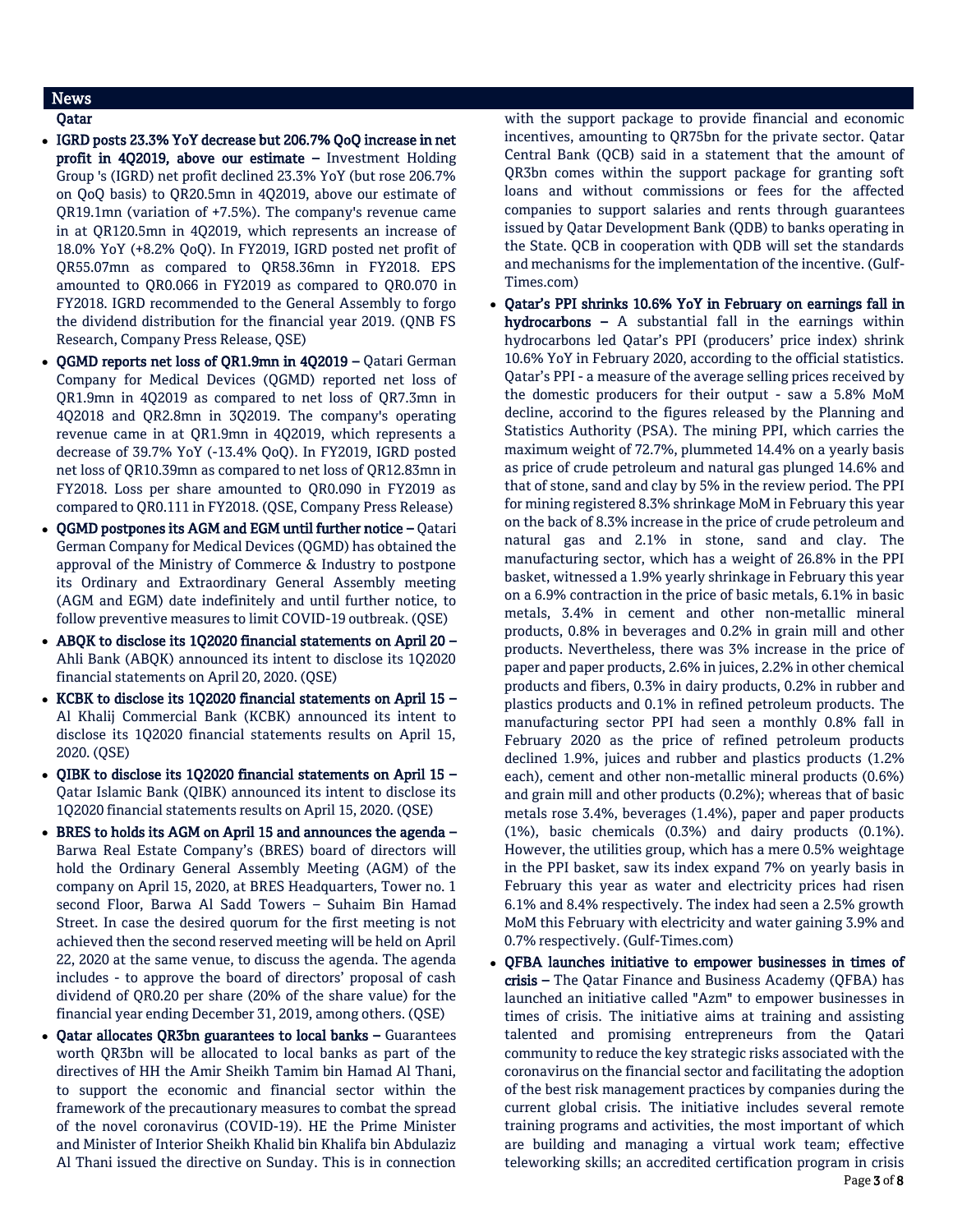## News

### Qatar

- **IGRD posts 23.3% YoY decrease but 206.7% QoQ increase in net profit in 4Q2019, above our estimate –** Investment Holding Group 's (IGRD) net profit declined 23.3% YoY (but rose 206.7% on QoQ basis) to QR20.5mn in 4Q2019, above our estimate of QR19.1mn (variation of +7.5%). The company's revenue came in at QR120.5mn in 4Q2019, which represents an increase of 18.0% YoY (+8.2% QoQ). In FY2019, IGRD posted net profit of QR55.07mn as compared to QR58.36mn in FY2018. EPS amounted to QR0.066 in FY2019 as compared to QR0.070 in FY2018. IGRD recommended to the General Assembly to forgo the dividend distribution for the financial year 2019. (QNB FS Research, Company Press Release, QSE)
- **QGMD reports net loss of QR1.9mn in 4Q2019 –** Qatari German Company for Medical Devices (QGMD) reported net loss of QR1.9mn in 4Q2019 as compared to net loss of QR7.3mn in 4Q2018 and QR2.8mn in 3Q2019. The company's operating revenue came in at QR1.9mn in 4Q2019, which represents a decrease of 39.7% YoY (-13.4% QoQ). In FY2019, IGRD posted net loss of QR10.39mn as compared to net loss of QR12.83mn in FY2018. Loss per share amounted to QR0.090 in FY2019 as compared to QR0.111 in FY2018. (QSE, Company Press Release)
- **QGMD postpones its AGM and EGM until further notice –** Qatari German Company for Medical Devices (QGMD) has obtained the approval of the Ministry of Commerce & Industry to postpone its Ordinary and Extraordinary General Assembly meeting (AGM and EGM) date indefinitely and until further notice, to follow preventive measures to limit COVID-19 outbreak. (QSE)
- **ABQK to disclose its 1Q2020 financial statements on April 20 –** Ahli Bank (ABQK) announced its intent to disclose its 1Q2020 financial statements on April 20, 2020. (QSE)
- **KCBK to disclose its 1Q2020 financial statements on April 15 –** Al Khalij Commercial Bank (KCBK) announced its intent to disclose its 1Q2020 financial statements results on April 15, 2020. (QSE)
- **QIBK to disclose its 1Q2020 financial statements on April 15 –** Qatar Islamic Bank (QIBK) announced its intent to disclose its 1Q2020 financial statements results on April 15, 2020. (QSE)
- **BRES to holds its AGM on April 15 and announces the agenda –** Barwa Real Estate Company's (BRES) board of directors will hold the Ordinary General Assembly Meeting (AGM) of the company on April 15, 2020, at BRES Headquarters, Tower no. 1 second Floor, Barwa Al Sadd Towers – Suhaim Bin Hamad Street. In case the desired quorum for the first meeting is not achieved then the second reserved meeting will be held on April 22, 2020 at the same venue, to discuss the agenda. The agenda includes - to approve the board of directors' proposal of cash dividend of QR0.20 per share (20% of the share value) for the financial year ending December 31, 2019, among others. (QSE)
- **Qatar allocates QR3bn guarantees to local banks –** Guarantees worth QR3bn will be allocated to local banks as part of the directives of HH the Amir Sheikh Tamim bin Hamad Al Thani, to support the economic and financial sector within the framework of the precautionary measures to combat the spread of the novel coronavirus (COVID-19). HE the Prime Minister and Minister of Interior Sheikh Khalid bin Khalifa bin Abdulaziz Al Thani issued the directive on Sunday. This is in connection with the support package to provide financial and economic incentives, amounting to QR75bn for the private sector. Qatar Central Bank (QCB) said in a statement that the amount of QR3bn comes within the support package for granting soft loans and without commissions or fees for the affected companies to support salaries and rents through guarantees issued by Qatar Development Bank (QDB) to banks operating in the State. QCB in cooperation with QDB will set the standards and mechanisms for the implementation of the incentive. (Gulf-Times.com)
- **Qatar's PPI shrinks 10.6% YoY in February on earnings fall in hydrocarbons –** A substantial fall in the earnings within hydrocarbons led Qatar's PPI (producers' price index) shrink 10.6% YoY in February 2020, according to the official statistics. Qatar's PPI - a measure of the average selling prices received by the domestic producers for their output - saw a 5.8% MoM decline, accorind to the figures released by the Planning and Statistics Authority (PSA). The mining PPI, which carries the maximum weight of 72.7%, plummeted 14.4% on a yearly basis as price of crude petroleum and natural gas plunged 14.6% and that of stone, sand and clay by 5% in the review period. The PPI for mining registered 8.3% shrinkage MoM in February this year on the back of 8.3% increase in the price of crude petroleum and natural gas and 2.1% in stone, sand and clay. The manufacturing sector, which has a weight of 26.8% in the PPI basket, witnessed a 1.9% yearly shrinkage in February this year on a 6.9% contraction in the price of basic metals, 6.1% in basic metals, 3.4% in cement and other non-metallic mineral products, 0.8% in beverages and 0.2% in grain mill and other products. Nevertheless, there was 3% increase in the price of paper and paper products, 2.6% in juices, 2.2% in other chemical products and fibers, 0.3% in dairy products, 0.2% in rubber and plastics products and 0.1% in refined petroleum products. The manufacturing sector PPI had seen a monthly 0.8% fall in February 2020 as the price of refined petroleum products declined 1.9%, juices and rubber and plastics products (1.2% each), cement and other non-metallic mineral products (0.6%) and grain mill and other products (0.2%); whereas that of basic metals rose 3.4%, beverages (1.4%), paper and paper products (1%), basic chemicals (0.3%) and dairy products (0.1%). However, the utilities group, which has a mere 0.5% weightage in the PPI basket, saw its index expand 7% on yearly basis in February this year as water and electricity prices had risen 6.1% and 8.4% respectively. The index had seen a 2.5% growth MoM this February with electricity and water gaining 3.9% and 0.7% respectively. (Gulf-Times.com)
- **QFBA launches initiative to empower businesses in times of crisis –** The Qatar Finance and Business Academy (QFBA) has launched an initiative called "Azm" to empower businesses in times of crisis. The initiative aims at training and assisting talented and promising entrepreneurs from the Qatari community to reduce the key strategic risks associated with the coronavirus on the financial sector and facilitating the adoption of the best risk management practices by companies during the current global crisis. The initiative includes several remote training programs and activities, the most important of which are building and managing a virtual work team; effective teleworking skills; an accredited certification program in crisis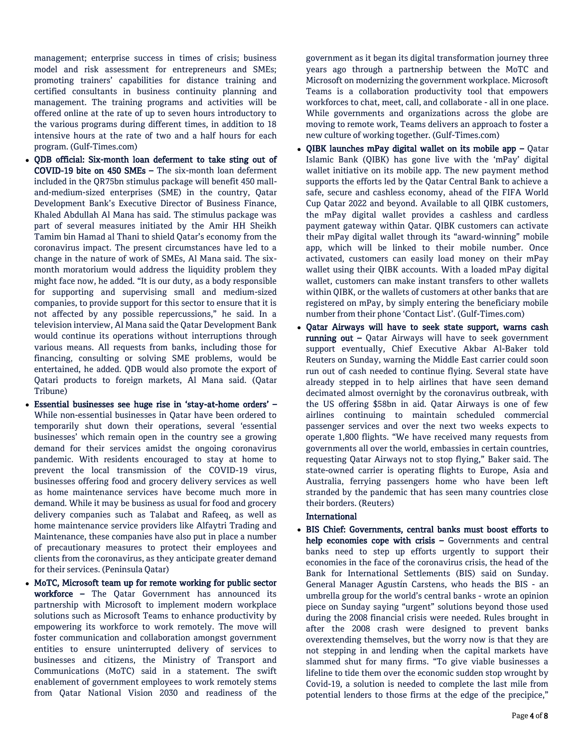management; enterprise success in times of crisis; business model and risk assessment for entrepreneurs and SMEs; promoting trainers' capabilities for distance training and certified consultants in business continuity planning and management. The training programs and activities will be offered online at the rate of up to seven hours introductory to the various programs during different times, in addition to 18 intensive hours at the rate of two and a half hours for each program. (Gulf-Times.com)

- **QDB official: Six-month loan deferment to take sting out of COVID-19 bite on 450 SMEs –** The six-month loan deferment included in the QR75bn stimulus package will benefit 450 mall-and-medium-sized enterprises (SME) in the country, Qatar Development Bank's Executive Director of Business Finance, Khaled Abdullah Al Mana has said. The stimulus package was part of several measures initiated by the Amir HH Sheikh Tamim bin Hamad al Thani to shield Qatar's economy from the coronavirus impact. The present circumstances have led to a change in the nature of work of SMEs, Al Mana said. The six-month moratorium would address the liquidity problem they might face now, he added. "It is our duty, as a body responsible for supporting and supervising small and medium-sized companies, to provide support for this sector to ensure that it is not affected by any possible repercussions," he said. In a television interview, Al Mana said the Qatar Development Bank would continue its operations without interruptions through various means. All requests from banks, including those for financing, consulting or solving SME problems, would be entertained, he added. QDB would also promote the export of Qatari products to foreign markets, Al Mana said. (Qatar Tribune)
- **Essential businesses see huge rise in 'stay-at-home orders' –** While non-essential businesses in Qatar have been ordered to temporarily shut down their operations, several 'essential businesses' which remain open in the country see a growing demand for their services amidst the ongoing coronavirus pandemic. With residents encouraged to stay at home to prevent the local transmission of the COVID-19 virus, businesses offering food and grocery delivery services as well as home maintenance services have become much more in demand. While it may be business as usual for food and grocery delivery companies such as Talabat and Rafeeq, as well as home maintenance service providers like Alfaytri Trading and Maintenance, these companies have also put in place a number of precautionary measures to protect their employees and clients from the coronavirus, as they anticipate greater demand for their services. (Peninsula Qatar)
- **MoTC, Microsoft team up for remote working for public sector workforce –** The Qatar Government has announced its partnership with Microsoft to implement modern workplace solutions such as Microsoft Teams to enhance productivity by empowering its workforce to work remotely. The move will foster communication and collaboration amongst government entities to ensure uninterrupted delivery of services to businesses and citizens, the Ministry of Transport and Communications (MoTC) said in a statement. The swift enablement of government employees to work remotely stems from Qatar National Vision 2030 and readiness of the government as it began its digital transformation journey three years ago through a partnership between the MoTC and Microsoft on modernizing the government workplace. Microsoft Teams is a collaboration productivity tool that empowers workforces to chat, meet, call, and collaborate - all in one place. While governments and organizations across the globe are moving to remote work, Teams delivers an approach to foster a new culture of working together. (Gulf-Times.com)
- **QIBK launches mPay digital wallet on its mobile app –** Qatar Islamic Bank (QIBK) has gone live with the 'mPay' digital wallet initiative on its mobile app. The new payment method supports the efforts led by the Qatar Central Bank to achieve a safe, secure and cashless economy, ahead of the FIFA World Cup Qatar 2022 and beyond. Available to all QIBK customers, the mPay digital wallet provides a cashless and cardless payment gateway within Qatar. QIBK customers can activate their mPay digital wallet through its "award-winning" mobile app, which will be linked to their mobile number. Once activated, customers can easily load money on their mPay wallet using their QIBK accounts. With a loaded mPay digital wallet, customers can make instant transfers to other wallets within QIBK, or the wallets of customers at other banks that are registered on mPay, by simply entering the beneficiary mobile number from their phone 'Contact List'. (Gulf-Times.com)
- **Qatar Airways will have to seek state support, warns cash running out –** Qatar Airways will have to seek government support eventually, Chief Executive Akbar Al-Baker told Reuters on Sunday, warning the Middle East carrier could soon run out of cash needed to continue flying. Several state have already stepped in to help airlines that have seen demand decimated almost overnight by the coronavirus outbreak, with the US offering $58bn in aid. Qatar Airways is one of few airlines continuing to maintain scheduled commercial passenger services and over the next two weeks expects to operate 1,800 flights. "We have received many requests from governments all over the world, embassies in certain countries, requesting Qatar Airways not to stop flying," Baker said. The state-owned carrier is operating flights to Europe, Asia and Australia, ferrying passengers home who have been left stranded by the pandemic that has seen many countries close their borders. (Reuters)

**International**

- **BIS Chief: Governments, central banks must boost efforts to help economies cope with crisis –** Governments and central banks need to step up efforts urgently to support their economies in the face of the coronavirus crisis, the head of the Bank for International Settlements (BIS) said on Sunday. General Manager Agustín Carstens, who heads the BIS - an umbrella group for the world's central banks - wrote an opinion piece on Sunday saying "urgent" solutions beyond those used during the 2008 financial crisis were needed. Rules brought in after the 2008 crash were designed to prevent banks overextending themselves, but the worry now is that they are not stepping in and lending when the capital markets have slammed shut for many firms. "To give viable businesses a lifeline to tide them over the economic sudden stop wrought by Covid-19, a solution is needed to complete the last mile from potential lenders to those firms at the edge of the precipice,"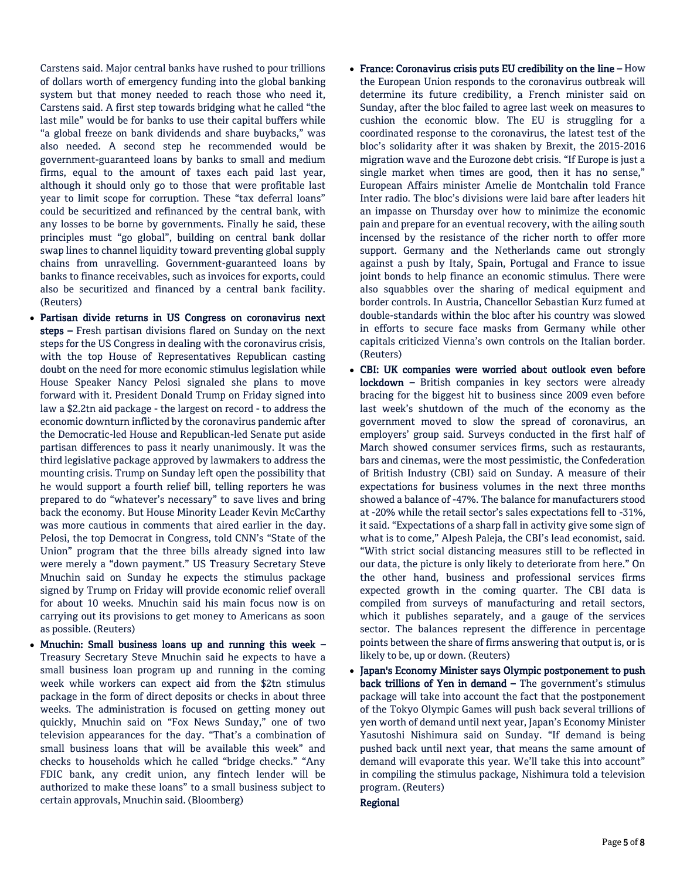Carstens said. Major central banks have rushed to pour trillions of dollars worth of emergency funding into the global banking system but that money needed to reach those who need it, Carstens said. A first step towards bridging what he called "the last mile" would be for banks to use their capital buffers while "a global freeze on bank dividends and share buybacks," was also needed. A second step he recommended would be government-guaranteed loans by banks to small and medium firms, equal to the amount of taxes each paid last year, although it should only go to those that were profitable last year to limit scope for corruption. These "tax deferral loans" could be securitized and refinanced by the central bank, with any losses to be borne by governments. Finally he said, these principles must "go global", building on central bank dollar swap lines to channel liquidity toward preventing global supply chains from unravelling. Government-guaranteed loans by banks to finance receivables, such as invoices for exports, could also be securitized and financed by a central bank facility. (Reuters)

- **Partisan divide returns in US Congress on coronavirus next steps –** Fresh partisan divisions flared on Sunday on the next steps for the US Congress in dealing with the coronavirus crisis, with the top House of Representatives Republican casting doubt on the need for more economic stimulus legislation while House Speaker Nancy Pelosi signaled she plans to move forward with it. President Donald Trump on Friday signed into law a $2.2tn aid package - the largest on record - to address the economic downturn inflicted by the coronavirus pandemic after the Democratic-led House and Republican-led Senate put aside partisan differences to pass it nearly unanimously. It was the third legislative package approved by lawmakers to address the mounting crisis. Trump on Sunday left open the possibility that he would support a fourth relief bill, telling reporters he was prepared to do "whatever's necessary" to save lives and bring back the economy. But House Minority Leader Kevin McCarthy was more cautious in comments that aired earlier in the day. Pelosi, the top Democrat in Congress, told CNN's "State of the Union" program that the three bills already signed into law were merely a "down payment." US Treasury Secretary Steve Mnuchin said on Sunday he expects the stimulus package signed by Trump on Friday will provide economic relief overall for about 10 weeks. Mnuchin said his main focus now is on carrying out its provisions to get money to Americans as soon as possible. (Reuters)
- **Mnuchin: Small business loans up and running this week –** Treasury Secretary Steve Mnuchin said he expects to have a small business loan program up and running in the coming week while workers can expect aid from the $2tn stimulus package in the form of direct deposits or checks in about three weeks. The administration is focused on getting money out quickly, Mnuchin said on "Fox News Sunday," one of two television appearances for the day. "That's a combination of small business loans that will be available this week" and checks to households which he called "bridge checks." "Any FDIC bank, any credit union, any fintech lender will be authorized to make these loans" to a small business subject to certain approvals, Mnuchin said. (Bloomberg)
- **France: Coronavirus crisis puts EU credibility on the line –** How the European Union responds to the coronavirus outbreak will determine its future credibility, a French minister said on Sunday, after the bloc failed to agree last week on measures to cushion the economic blow. The EU is struggling for a coordinated response to the coronavirus, the latest test of the bloc's solidarity after it was shaken by Brexit, the 2015-2016 migration wave and the Eurozone debt crisis. "If Europe is just a single market when times are good, then it has no sense," European Affairs minister Amelie de Montchalin told France Inter radio. The bloc's divisions were laid bare after leaders hit an impasse on Thursday over how to minimize the economic pain and prepare for an eventual recovery, with the ailing south incensed by the resistance of the richer north to offer more support. Germany and the Netherlands came out strongly against a push by Italy, Spain, Portugal and France to issue joint bonds to help finance an economic stimulus. There were also squabbles over the sharing of medical equipment and border controls. In Austria, Chancellor Sebastian Kurz fumed at double-standards within the bloc after his country was slowed in efforts to secure face masks from Germany while other capitals criticized Vienna's own controls on the Italian border. (Reuters)
- **CBI: UK companies were worried about outlook even before lockdown –** British companies in key sectors were already bracing for the biggest hit to business since 2009 even before last week's shutdown of the much of the economy as the government moved to slow the spread of coronavirus, an employers' group said. Surveys conducted in the first half of March showed consumer services firms, such as restaurants, bars and cinemas, were the most pessimistic, the Confederation of British Industry (CBI) said on Sunday. A measure of their expectations for business volumes in the next three months showed a balance of -47%. The balance for manufacturers stood at -20% while the retail sector's sales expectations fell to -31%, it said. "Expectations of a sharp fall in activity give some sign of what is to come," Alpesh Paleja, the CBI's lead economist, said. "With strict social distancing measures still to be reflected in our data, the picture is only likely to deteriorate from here." On the other hand, business and professional services firms expected growth in the coming quarter. The CBI data is compiled from surveys of manufacturing and retail sectors, which it publishes separately, and a gauge of the services sector. The balances represent the difference in percentage points between the share of firms answering that output is, or is likely to be, up or down. (Reuters)
- **Japan's Economy Minister says Olympic postponement to push back trillions of Yen in demand –** The government's stimulus package will take into account the fact that the postponement of the Tokyo Olympic Games will push back several trillions of yen worth of demand until next year, Japan's Economy Minister Yasutoshi Nishimura said on Sunday. "If demand is being pushed back until next year, that means the same amount of demand will evaporate this year. We'll take this into account" in compiling the stimulus package, Nishimura told a television program. (Reuters)

## Regional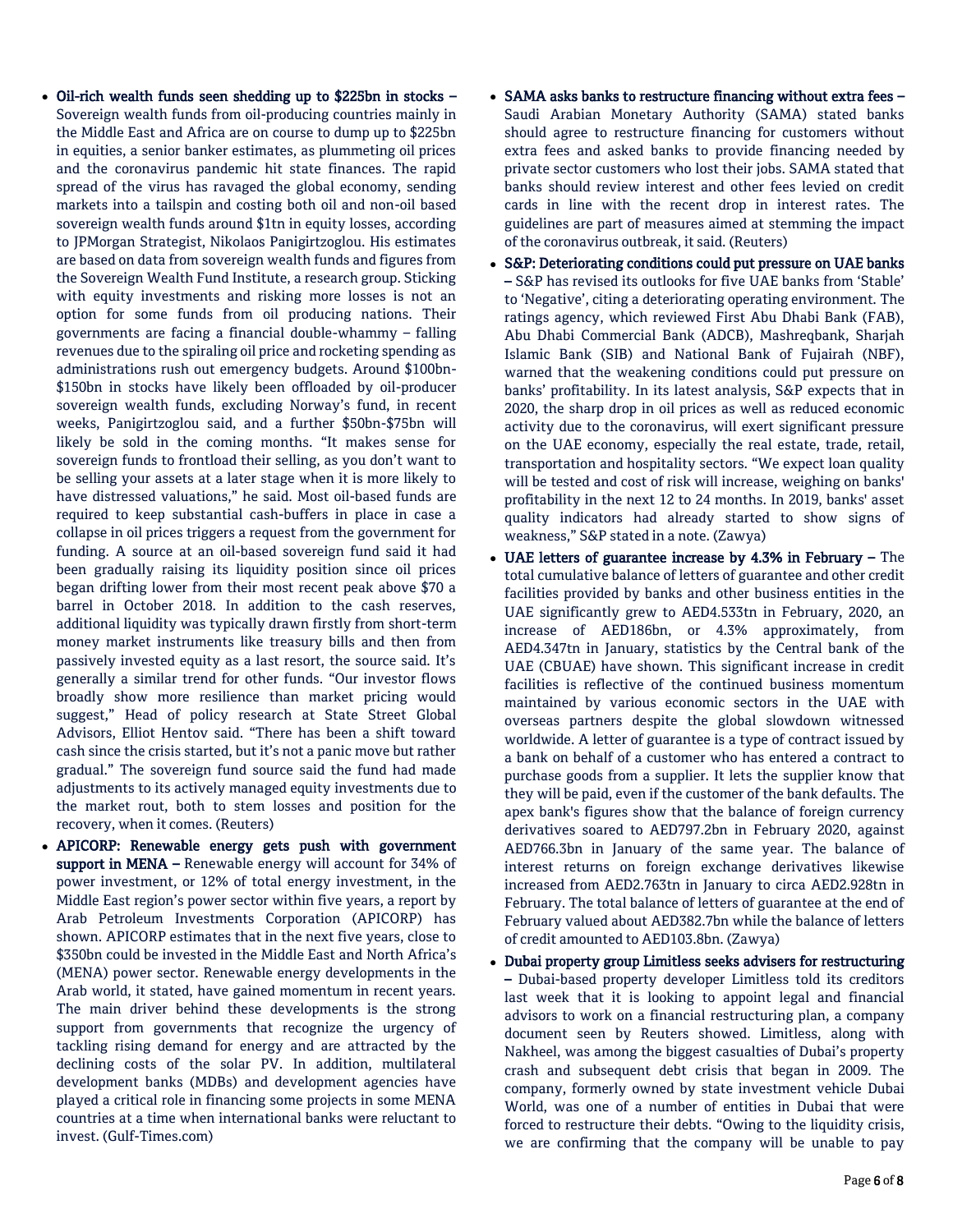- **Oil-rich wealth funds seen shedding up to $225bn in stocks –** Sovereign wealth funds from oil-producing countries mainly in the Middle East and Africa are on course to dump up to $225bn in equities, a senior banker estimates, as plummeting oil prices and the coronavirus pandemic hit state finances. The rapid spread of the virus has ravaged the global economy, sending markets into a tailspin and costing both oil and non-oil based sovereign wealth funds around $1tn in equity losses, according to JPMorgan Strategist, Nikolaos Panigirtzoglou. His estimates are based on data from sovereign wealth funds and figures from the Sovereign Wealth Fund Institute, a research group. Sticking with equity investments and risking more losses is not an option for some funds from oil producing nations. Their governments are facing a financial double-whammy – falling revenues due to the spiraling oil price and rocketing spending as administrations rush out emergency budgets. Around $100bn-$150bn in stocks have likely been offloaded by oil-producer sovereign wealth funds, excluding Norway's fund, in recent weeks, Panigirtzoglou said, and a further $50bn-$75bn will likely be sold in the coming months. "It makes sense for sovereign funds to frontload their selling, as you don't want to be selling your assets at a later stage when it is more likely to have distressed valuations," he said. Most oil-based funds are required to keep substantial cash-buffers in place in case a collapse in oil prices triggers a request from the government for funding. A source at an oil-based sovereign fund said it had been gradually raising its liquidity position since oil prices began drifting lower from their most recent peak above $70 a barrel in October 2018. In addition to the cash reserves, additional liquidity was typically drawn firstly from short-term money market instruments like treasury bills and then from passively invested equity as a last resort, the source said. It's generally a similar trend for other funds. "Our investor flows broadly show more resilience than market pricing would suggest," Head of policy research at State Street Global Advisors, Elliot Hentov said. "There has been a shift toward cash since the crisis started, but it's not a panic move but rather gradual." The sovereign fund source said the fund had made adjustments to its actively managed equity investments due to the market rout, both to stem losses and position for the recovery, when it comes. (Reuters)

- **APICORP: Renewable energy gets push with government support in MENA –** Renewable energy will account for 34% of power investment, or 12% of total energy investment, in the Middle East region's power sector within five years, a report by Arab Petroleum Investments Corporation (APICORP) has shown. APICORP estimates that in the next five years, close to $350bn could be invested in the Middle East and North Africa's (MENA) power sector. Renewable energy developments in the Arab world, it stated, have gained momentum in recent years. The main driver behind these developments is the strong support from governments that recognize the urgency of tackling rising demand for energy and are attracted by the declining costs of the solar PV. In addition, multilateral development banks (MDBs) and development agencies have played a critical role in financing some projects in some MENA countries at a time when international banks were reluctant to invest. (Gulf-Times.com)

- **SAMA asks banks to restructure financing without extra fees –** Saudi Arabian Monetary Authority (SAMA) stated banks should agree to restructure financing for customers without extra fees and asked banks to provide financing needed by private sector customers who lost their jobs. SAMA stated that banks should review interest and other fees levied on credit cards in line with the recent drop in interest rates. The guidelines are part of measures aimed at stemming the impact of the coronavirus outbreak, it said. (Reuters)

- **S&P: Deteriorating conditions could put pressure on UAE banks –** S&P has revised its outlooks for five UAE banks from 'Stable' to 'Negative', citing a deteriorating operating environment. The ratings agency, which reviewed First Abu Dhabi Bank (FAB), Abu Dhabi Commercial Bank (ADCB), Mashreqbank, Sharjah Islamic Bank (SIB) and National Bank of Fujairah (NBF), warned that the weakening conditions could put pressure on banks' profitability. In its latest analysis, S&P expects that in 2020, the sharp drop in oil prices as well as reduced economic activity due to the coronavirus, will exert significant pressure on the UAE economy, especially the real estate, trade, retail, transportation and hospitality sectors. "We expect loan quality will be tested and cost of risk will increase, weighing on banks' profitability in the next 12 to 24 months. In 2019, banks' asset quality indicators had already started to show signs of weakness," S&P stated in a note. (Zawya)

- **UAE letters of guarantee increase by 4.3% in February –** The total cumulative balance of letters of guarantee and other credit facilities provided by banks and other business entities in the UAE significantly grew to AED4.533tn in February, 2020, an increase of AED186bn, or 4.3% approximately, from AED4.347tn in January, statistics by the Central bank of the UAE (CBUAE) have shown. This significant increase in credit facilities is reflective of the continued business momentum maintained by various economic sectors in the UAE with overseas partners despite the global slowdown witnessed worldwide. A letter of guarantee is a type of contract issued by a bank on behalf of a customer who has entered a contract to purchase goods from a supplier. It lets the supplier know that they will be paid, even if the customer of the bank defaults. The apex bank's figures show that the balance of foreign currency derivatives soared to AED797.2bn in February 2020, against AED766.3bn in January of the same year. The balance of interest returns on foreign exchange derivatives likewise increased from AED2.763tn in January to circa AED2.928tn in February. The total balance of letters of guarantee at the end of February valued about AED382.7bn while the balance of letters of credit amounted to AED103.8bn. (Zawya)

- **Dubai property group Limitless seeks advisers for restructuring –** Dubai-based property developer Limitless told its creditors last week that it is looking to appoint legal and financial advisors to work on a financial restructuring plan, a company document seen by Reuters showed. Limitless, along with Nakheel, was among the biggest casualties of Dubai's property crash and subsequent debt crisis that began in 2009. The company, formerly owned by state investment vehicle Dubai World, was one of a number of entities in Dubai that were forced to restructure their debts. "Owing to the liquidity crisis, we are confirming that the company will be unable to pay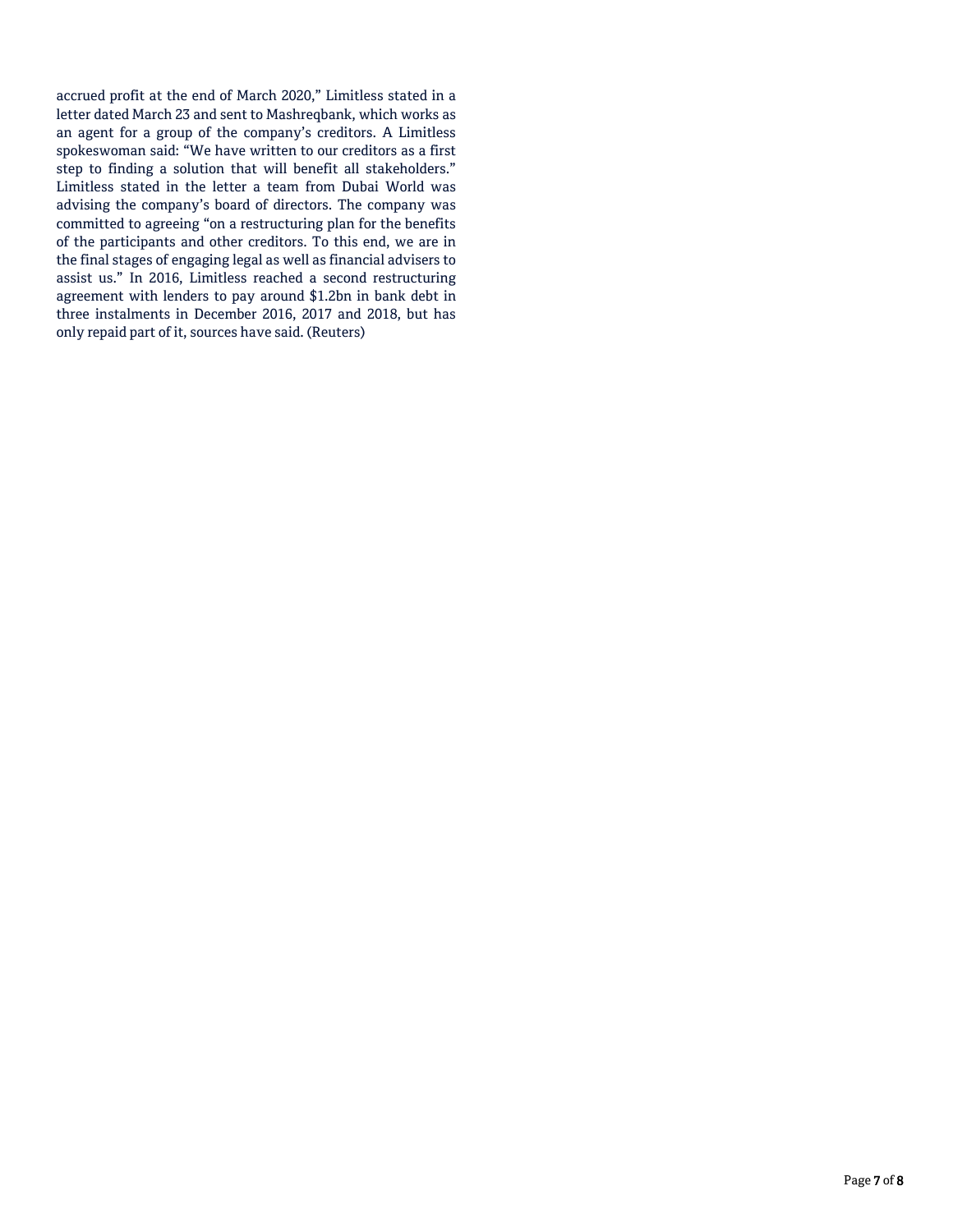accrued profit at the end of March 2020," Limitless stated in a letter dated March 23 and sent to Mashreqbank, which works as an agent for a group of the company's creditors. A Limitless spokeswoman said: "We have written to our creditors as a first step to finding a solution that will benefit all stakeholders." Limitless stated in the letter a team from Dubai World was advising the company's board of directors. The company was committed to agreeing "on a restructuring plan for the benefits of the participants and other creditors. To this end, we are in the final stages of engaging legal as well as financial advisers to assist us." In 2016, Limitless reached a second restructuring agreement with lenders to pay around $1.2bn in bank debt in three instalments in December 2016, 2017 and 2018, but has only repaid part of it, sources have said. (Reuters)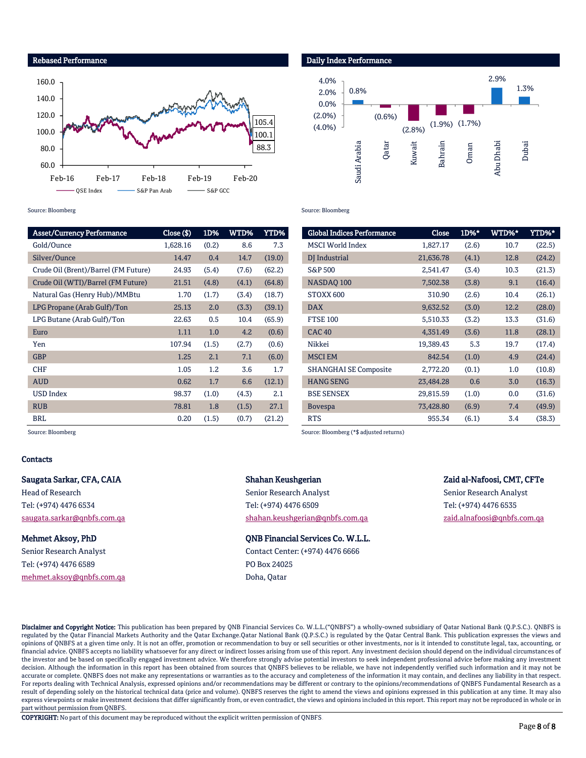## Rebased Performance

160.0
140.0
120.0
100.0
80.0
60.0

Feb-16 Feb-17 Feb-18 Feb-19 Feb-20

105.4
100.1
88.3

QSE Index S&P Pan Arab S&P GCC

Source: Bloomberg

## Daily Index Performance

4.0%
2.0%
0.0%
(2.0%)
(4.0%)

0.8% (0.6%) (2.8%) (1.9%) (1.7%) 2.9% 1.3%

Saudi Arabia Qatar Kuwait Bahrain Oman Abu Dhabi Dubai

Source: Bloomberg

| Asset/Currency Performance | Close ($) | 1D% | WTD% | YTD% |
|---|---|---|---|---|
| Gold/Ounce | 1,628.16 | (0.2) | 8.6 | 7.3 |
| Silver/Ounce | 14.47 | 0.4 | 14.7 | (19.0) |
| Crude Oil (Brent)/Barrel (FM Future) | 24.93 | (5.4) | (7.6) | (62.2) |
| Crude Oil (WTI)/Barrel (FM Future) | 21.51 | (4.8) | (4.1) | (64.8) |
| Natural Gas (Henry Hub)/MMBtu | 1.70 | (1.7) | (3.4) | (18.7) |
| LPG Propane (Arab Gulf)/Ton | 25.13 | 2.0 | (3.3) | (39.1) |
| LPG Butane (Arab Gulf)/Ton | 22.63 | 0.5 | 10.4 | (65.9) |
| Euro | 1.11 | 1.0 | 4.2 | (0.6) |
| Yen | 107.94 | (1.5) | (2.7) | (0.6) |
| GBP | 1.25 | 2.1 | 7.1 | (6.0) |
| CHF | 1.05 | 1.2 | 3.6 | 1.7 |
| AUD | 0.62 | 1.7 | 6.6 | (12.1) |
| USD Index | 98.37 | (1.0) | (4.3) | 2.1 |
| RUB | 78.81 | 1.8 | (1.5) | 27.1 |
| BRL | 0.20 | (1.5) | (0.7) | (21.2) |

Source: Bloomberg

| Global Indices Performance | Close | 1D%* | WTD%* | YTD%* |
|---|---|---|---|---|
| MSCI World Index | 1,827.17 | (2.6) | 10.7 | (22.5) |
| DJ Industrial | 21,636.78 | (4.1) | 12.8 | (24.2) |
| S&P 500 | 2,541.47 | (3.4) | 10.3 | (21.3) |
| NASDAQ 100 | 7,502.38 | (3.8) | 9.1 | (16.4) |
| STOXX 600 | 310.90 | (2.6) | 10.4 | (26.1) |
| DAX | 9,632.52 | (3.0) | 12.2 | (28.0) |
| FTSE 100 | 5,510.33 | (3.2) | 13.3 | (31.6) |
| CAC 40 | 4,351.49 | (3.6) | 11.8 | (28.1) |
| Nikkei | 19,389.43 | 5.3 | 19.7 | (17.4) |
| MSCI EM | 842.54 | (1.0) | 4.9 | (24.4) |
| SHANGHAI SE Composite | 2,772.20 | (0.1) | 1.0 | (10.8) |
| HANG SENG | 23,484.28 | 0.6 | 3.0 | (16.3) |
| BSE SENSEX | 29,815.59 | (1.0) | 0.0 | (31.6) |
| Bovespa | 73,428.80 | (6.9) | 7.4 | (49.9) |
| RTS | 955.34 | (6.1) | 3.4 | (38.3) |

Source: Bloomberg (*$ adjusted returns)

## Contacts

**Saugata Sarkar, CFA, CAIA**
Head of Research
Tel: (+974) 4476 6534
saugata.sarkar@qnbfs.com.qa

**Shahan Keushgerian**
Senior Research Analyst
Tel: (+974) 4476 6509
shahan.keushgerian@qnbfs.com.qa

**Zaid al-Nafoosi, CMT, CFTe**
Senior Research Analyst
Tel: (+974) 4476 6535
zaid.alnafoosi@qnbfs.com.qa

**Mehmet Aksoy, PhD**
Senior Research Analyst
Tel: (+974) 4476 6589
mehmet.aksoy@qnbfs.com.qa

**QNB Financial Services Co. W.L.L.**
Contact Center: (+974) 4476 6666
PO Box 24025
Doha, Qatar

**Disclaimer and Copyright Notice:** This publication has been prepared by QNB Financial Services Co. W.L.L.("QNBFS") a wholly-owned subsidiary of Qatar National Bank (Q.P.S.C.). QNBFS is regulated by the Qatar Financial Markets Authority and the Qatar Exchange.Qatar National Bank (Q.P.S.C.) is regulated by the Qatar Central Bank. This publication expresses the views and opinions of QNBFS at a given time only. It is not an offer, promotion or recommendation to buy or sell securities or other investments, nor is it intended to constitute legal, tax, accounting, or financial advice. QNBFS accepts no liability whatsoever for any direct or indirect losses arising from use of this report. Any investment decision should depend on the individual circumstances of the investor and be based on specifically engaged investment advice. We therefore strongly advise potential investors to seek independent professional advice before making any investment decision. Although the information in this report has been obtained from sources that QNBFS believes to be reliable, we have not independently verified such information and it may not be accurate or complete. QNBFS does not make any representations or warranties as to the accuracy and completeness of the information it may contain, and declines any liability in that respect. For reports dealing with Technical Analysis, expressed opinions and/or recommendations may be different or contrary to the opinions/recommendations of QNBFS Fundamental Research as a result of depending solely on the historical technical data (price and volume). QNBFS reserves the right to amend the views and opinions expressed in this publication at any time. It may also express viewpoints or make investment decisions that differ significantly from, or even contradict, the views and opinions included in this report. This report may not be reproduced in whole or in part without permission from QNBFS.

**COPYRIGHT:** No part of this document may be reproduced without the explicit written permission of QNBFS